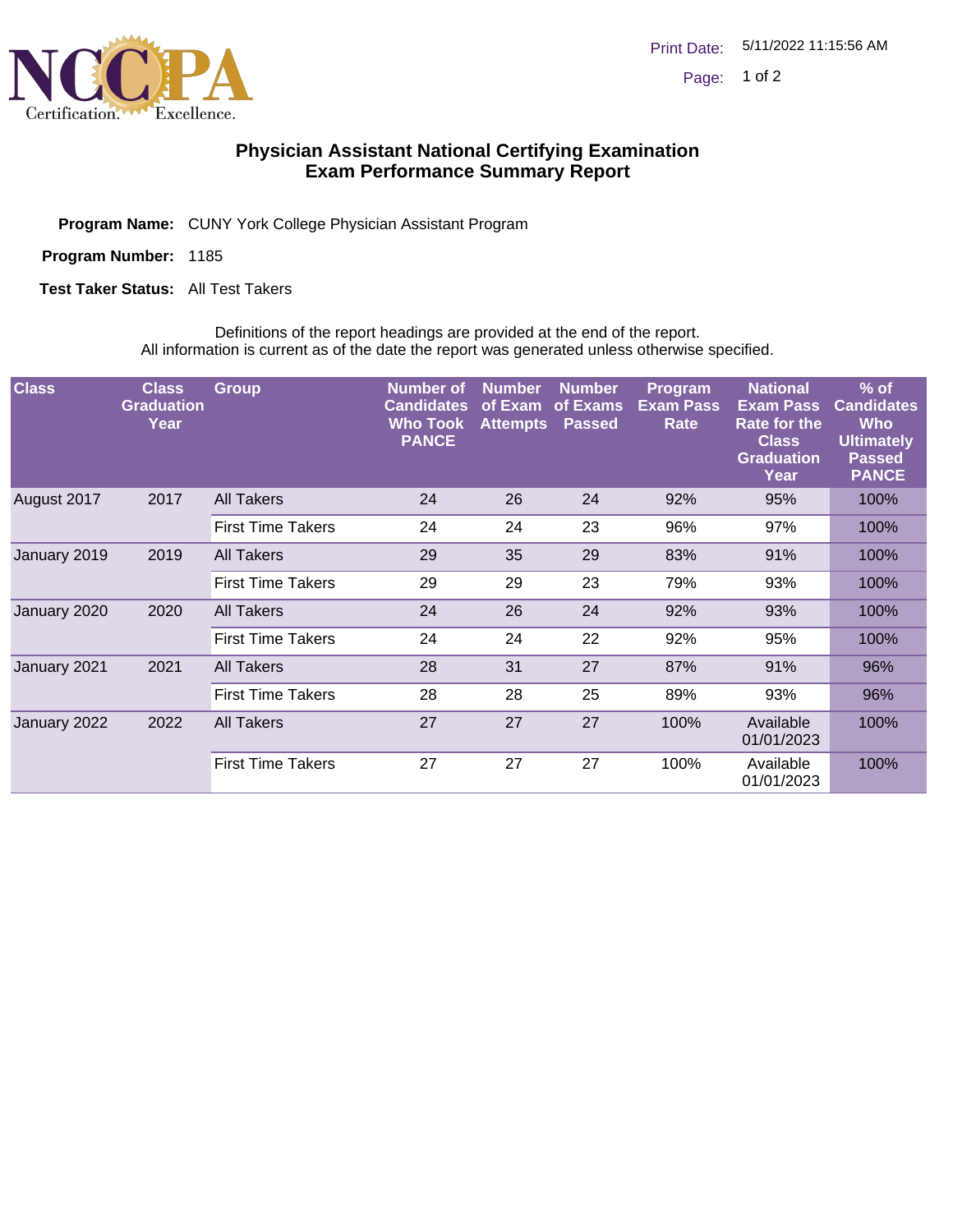# Physician Assistant National Certifying Examination
## Exam Performance Summary Report

**Program Name:** CUNY York College Physician Assistant Program

**Program Number:** 1185

**Test Taker Status:** All Test Takers

Definitions of the report headings are provided at the end of the report.
All information is current as of the date the report was generated unless otherwise specified.

| Class | Class Graduation Year | Group | Number of Candidates Who Took PANCE | Number of Exam Attempts | Number of Exams Passed | Program Exam Pass Rate | National Exam Pass Rate for the Class Graduation Year | % of Candidates Who Ultimately Passed PANCE |
|---|---|---|---|---|---|---|---|---|
| August 2017 | 2017 | All Takers | 24 | 26 | 24 | 92% | 95% | 100% |
| | | First Time Takers | 24 | 24 | 23 | 96% | 97% | 100% |
| January 2019 | 2019 | All Takers | 29 | 35 | 29 | 83% | 91% | 100% |
| | | First Time Takers | 29 | 29 | 23 | 79% | 93% | 100% |
| January 2020 | 2020 | All Takers | 24 | 26 | 24 | 92% | 93% | 100% |
| | | First Time Takers | 24 | 24 | 22 | 92% | 95% | 100% |
| January 2021 | 2021 | All Takers | 28 | 31 | 27 | 87% | 91% | 96% |
| | | First Time Takers | 28 | 28 | 25 | 89% | 93% | 96% |
| January 2022 | 2022 | All Takers | 27 | 27 | 27 | 100% | Available 01/01/2023 | 100% |
| | | First Time Takers | 27 | 27 | 27 | 100% | Available 01/01/2023 | 100% |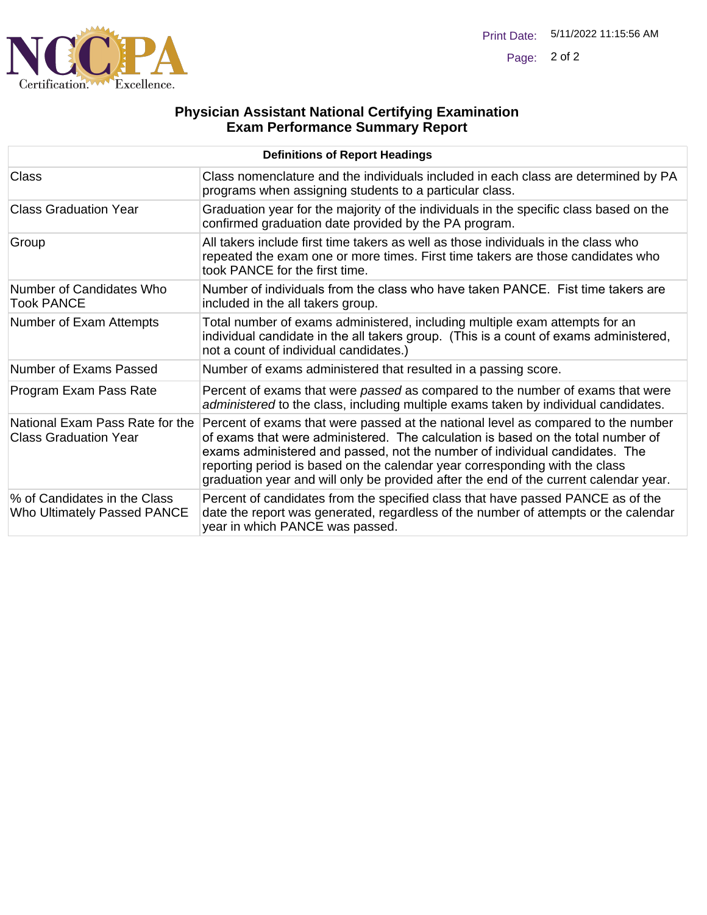## Physician Assistant National Certifying Examination
## Exam Performance Summary Report

| Definitions of Report Headings | |
|---|---|
| Class | Class nomenclature and the individuals included in each class are determined by PA programs when assigning students to a particular class. |
| Class Graduation Year | Graduation year for the majority of the individuals in the specific class based on the confirmed graduation date provided by the PA program. |
| Group | All takers include first time takers as well as those individuals in the class who repeated the exam one or more times. First time takers are those candidates who took PANCE for the first time. |
| Number of Candidates Who Took PANCE | Number of individuals from the class who have taken PANCE. Fist time takers are included in the all takers group. |
| Number of Exam Attempts | Total number of exams administered, including multiple exam attempts for an individual candidate in the all takers group. (This is a count of exams administered, not a count of individual candidates.) |
| Number of Exams Passed | Number of exams administered that resulted in a passing score. |
| Program Exam Pass Rate | Percent of exams that were *passed* as compared to the number of exams that were *administered* to the class, including multiple exams taken by individual candidates. |
| National Exam Pass Rate for the Class Graduation Year | Percent of exams that were passed at the national level as compared to the number of exams that were administered. The calculation is based on the total number of exams administered and passed, not the number of individual candidates. The reporting period is based on the calendar year corresponding with the class graduation year and will only be provided after the end of the current calendar year. |
| % of Candidates in the Class Who Ultimately Passed PANCE | Percent of candidates from the specified class that have passed PANCE as of the date the report was generated, regardless of the number of attempts or the calendar year in which PANCE was passed. |